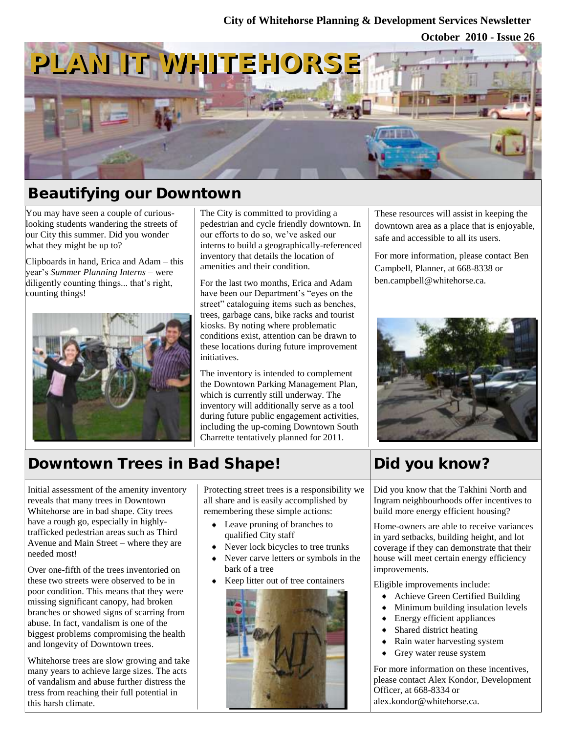City of Whitehorse Planning & Development Services Newsletter

October 2010 - Issue 26

# PLAN IT WHITEHORSE

## Beautifying our Downtown

You may have seen a couple of curious-looking students wandering the streets of our City this summer. Did you wonder what they might be up to?

Clipboards in hand, Erica and Adam – this year's *Summer Planning Interns* – were diligently counting things... that's right, counting things!

The City is committed to providing a pedestrian and cycle friendly downtown. In our efforts to do so, we've asked our interns to build a geographically-referenced inventory that details the location of amenities and their condition.

For the last two months, Erica and Adam have been our Department's "eyes on the street" cataloguing items such as benches, trees, garbage cans, bike racks and tourist kiosks. By noting where problematic conditions exist, attention can be drawn to these locations during future improvement initiatives.

The inventory is intended to complement the Downtown Parking Management Plan, which is currently still underway. The inventory will additionally serve as a tool during future public engagement activities, including the up-coming Downtown South Charrette tentatively planned for 2011.

These resources will assist in keeping the downtown area as a place that is enjoyable, safe and accessible to all its users.

For more information, please contact Ben Campbell, Planner, at 668-8338 or ben.campbell@whitehorse.ca.

## Downtown Trees in Bad Shape!

Initial assessment of the amenity inventory reveals that many trees in Downtown Whitehorse are in bad shape. City trees have a rough go, especially in highly-trafficked pedestrian areas such as Third Avenue and Main Street – where they are needed most!

Over one-fifth of the trees inventoried on these two streets were observed to be in poor condition. This means that they were missing significant canopy, had broken branches or showed signs of scarring from abuse. In fact, vandalism is one of the biggest problems compromising the health and longevity of Downtown trees.

Whitehorse trees are slow growing and take many years to achieve large sizes. The acts of vandalism and abuse further distress the tress from reaching their full potential in this harsh climate.

Protecting street trees is a responsibility we all share and is easily accomplished by remembering these simple actions:

- Leave pruning of branches to qualified City staff
- Never lock bicycles to tree trunks
- Never carve letters or symbols in the bark of a tree
- Keep litter out of tree containers

## Did you know?

Did you know that the Takhini North and Ingram neighbourhoods offer incentives to build more energy efficient housing?

Home-owners are able to receive variances in yard setbacks, building height, and lot coverage if they can demonstrate that their house will meet certain energy efficiency improvements.

Eligible improvements include:

- Achieve Green Certified Building
- Minimum building insulation levels
- Energy efficient appliances
- Shared district heating
- Rain water harvesting system
- Grey water reuse system

For more information on these incentives, please contact Alex Kondor, Development Officer, at 668-8334 or alex.kondor@whitehorse.ca.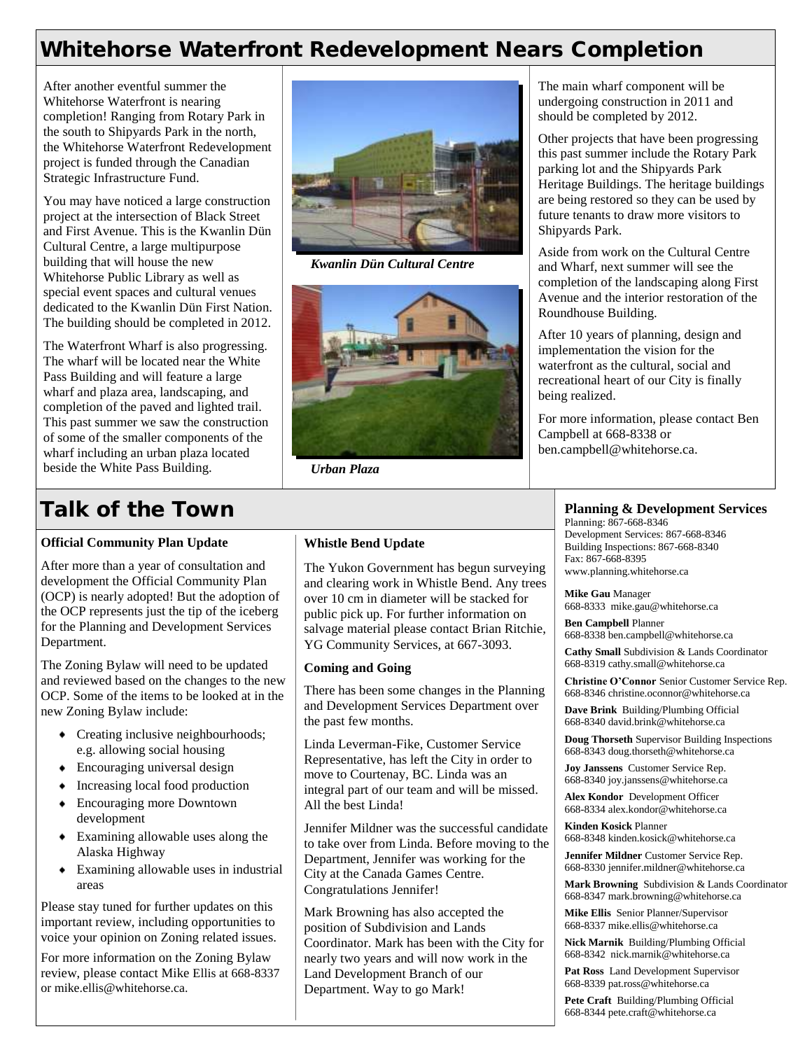# Whitehorse Waterfront Redevelopment Nears Completion

After another eventful summer the Whitehorse Waterfront is nearing completion! Ranging from Rotary Park in the south to Shipyards Park in the north, the Whitehorse Waterfront Redevelopment project is funded through the Canadian Strategic Infrastructure Fund.

You may have noticed a large construction project at the intersection of Black Street and First Avenue. This is the Kwanlin Dün Cultural Centre, a large multipurpose building that will house the new Whitehorse Public Library as well as special event spaces and cultural venues dedicated to the Kwanlin Dün First Nation. The building should be completed in 2012.

The Waterfront Wharf is also progressing. The wharf will be located near the White Pass Building and will feature a large wharf and plaza area, landscaping, and completion of the paved and lighted trail. This past summer we saw the construction of some of the smaller components of the wharf including an urban plaza located beside the White Pass Building.

*Kwanlin Dün Cultural Centre*

*Urban Plaza*

The main wharf component will be undergoing construction in 2011 and should be completed by 2012.

Other projects that have been progressing this past summer include the Rotary Park parking lot and the Shipyards Park Heritage Buildings. The heritage buildings are being restored so they can be used by future tenants to draw more visitors to Shipyards Park.

Aside from work on the Cultural Centre and Wharf, next summer will see the completion of the landscaping along First Avenue and the interior restoration of the Roundhouse Building.

After 10 years of planning, design and implementation the vision for the waterfront as the cultural, social and recreational heart of our City is finally being realized.

For more information, please contact Ben Campbell at 668-8338 or ben.campbell@whitehorse.ca.

# Talk of the Town

### Official Community Plan Update

After more than a year of consultation and development the Official Community Plan (OCP) is nearly adopted! But the adoption of the OCP represents just the tip of the iceberg for the Planning and Development Services Department.

The Zoning Bylaw will need to be updated and reviewed based on the changes to the new OCP. Some of the items to be looked at in the new Zoning Bylaw include:

- Creating inclusive neighbourhoods; e.g. allowing social housing
- Encouraging universal design
- Increasing local food production
- Encouraging more Downtown development
- Examining allowable uses along the Alaska Highway
- Examining allowable uses in industrial areas

Please stay tuned for further updates on this important review, including opportunities to voice your opinion on Zoning related issues.

For more information on the Zoning Bylaw review, please contact Mike Ellis at 668-8337 or mike.ellis@whitehorse.ca.

### Whistle Bend Update

The Yukon Government has begun surveying and clearing work in Whistle Bend. Any trees over 10 cm in diameter will be stacked for public pick up. For further information on salvage material please contact Brian Ritchie, YG Community Services, at 667-3093.

### Coming and Going

There has been some changes in the Planning and Development Services Department over the past few months.

Linda Leverman-Fike, Customer Service Representative, has left the City in order to move to Courtenay, BC. Linda was an integral part of our team and will be missed. All the best Linda!

Jennifer Mildner was the successful candidate to take over from Linda. Before moving to the Department, Jennifer was working for the City at the Canada Games Centre. Congratulations Jennifer!

Mark Browning has also accepted the position of Subdivision and Lands Coordinator. Mark has been with the City for nearly two years and will now work in the Land Development Branch of our Department. Way to go Mark!

### Planning & Development Services

Planning: 867-668-8346
Development Services: 867-668-8346
Building Inspections: 867-668-8340
Fax: 867-668-8395
www.planning.whitehorse.ca

**Mike Gau** Manager
668-8333 mike.gau@whitehorse.ca

**Ben Campbell** Planner
668-8338 ben.campbell@whitehorse.ca

**Cathy Small** Subdivision & Lands Coordinator
668-8319 cathy.small@whitehorse.ca

**Christine O'Connor** Senior Customer Service Rep.
668-8346 christine.oconnor@whitehorse.ca

**Dave Brink** Building/Plumbing Official
668-8340 david.brink@whitehorse.ca

**Doug Thorseth** Supervisor Building Inspections
668-8343 doug.thorseth@whitehorse.ca

**Joy Janssens** Customer Service Rep.
668-8340 joy.janssens@whitehorse.ca

**Alex Kondor** Development Officer
668-8334 alex.kondor@whitehorse.ca

**Kinden Kosick** Planner
668-8348 kinden.kosick@whitehorse.ca

**Jennifer Mildner** Customer Service Rep.
668-8330 jennifer.mildner@whitehorse.ca

**Mark Browning** Subdivision & Lands Coordinator
668-8347 mark.browning@whitehorse.ca

**Mike Ellis** Senior Planner/Supervisor
668-8337 mike.ellis@whitehorse.ca

**Nick Marnik** Building/Plumbing Official
668-8342 nick.marnik@whitehorse.ca

**Pat Ross** Land Development Supervisor
668-8339 pat.ross@whitehorse.ca

**Pete Craft** Building/Plumbing Official
668-8344 pete.craft@whitehorse.ca